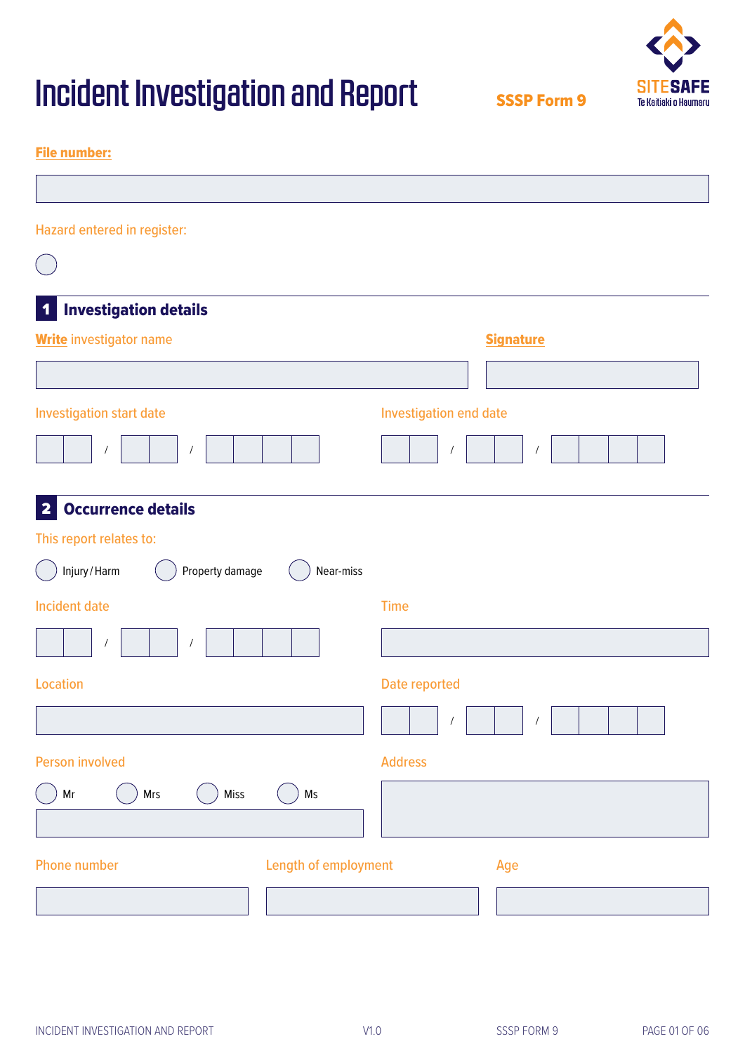# Incident Investigation and Report

**SSSP Form 9**

SITESAFE
Te Kaitiaki o Haumaru

**File number:**

Hazard entered in register: ○

## 1 Investigation details

**Write** investigator name

**Signature**

Investigation start date

__ __ / __ __ / __ __ __ __

Investigation end date

__ __ / __ __ / __ __ __ __

## 2 Occurrence details

This report relates to:

○ Injury/Harm ○ Property damage ○ Near-miss

Incident date

__ __ / __ __ / __ __ __ __

Time

Location

Date reported

__ __ / __ __ / __ __ __ __

Person involved

○ Mr ○ Mrs ○ Miss ○ Ms

Address

Phone number

Length of employment

Age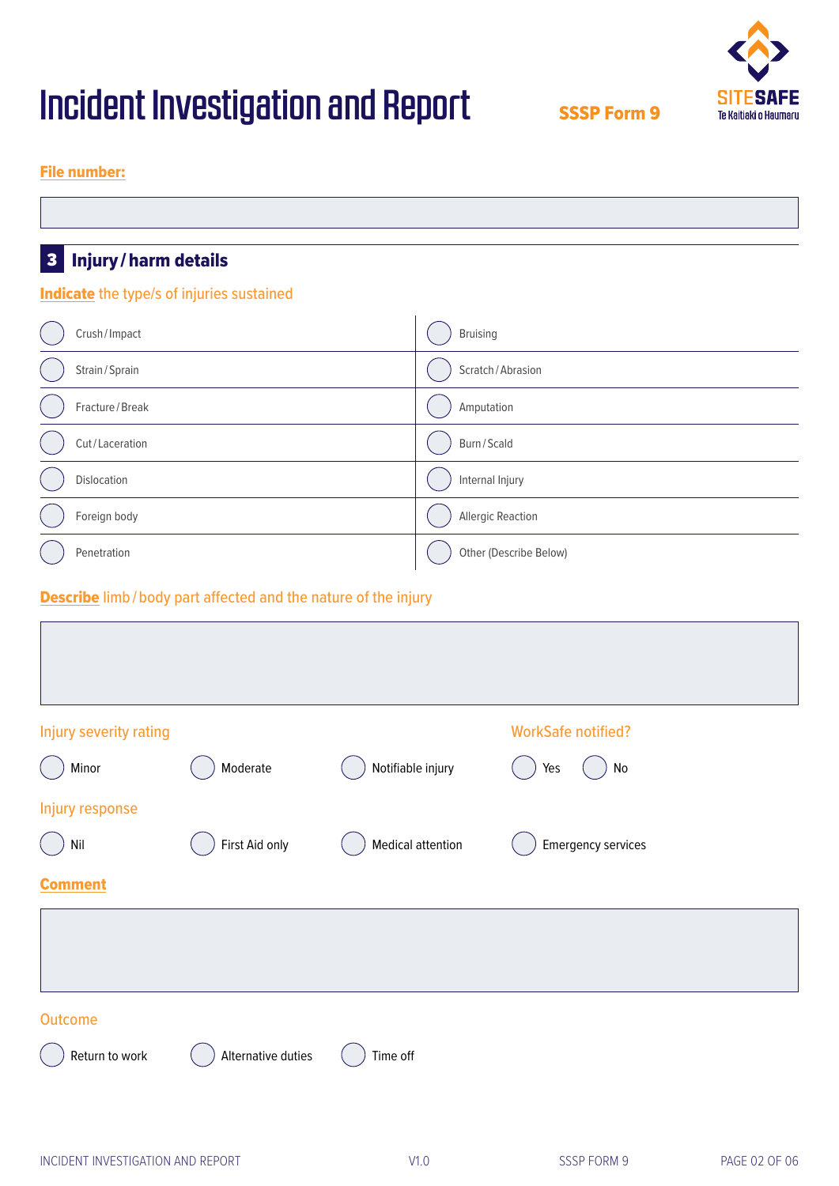# Incident Investigation and Report

**SSSP Form 9**

SITESAFE
Te Kaitiaki o Haumaru

**File number:**

## 3 Injury / harm details

**Indicate** the type/s of injuries sustained

| | |
|---|---|
| ◯ Crush / Impact | ◯ Bruising |
| ◯ Strain / Sprain | ◯ Scratch / Abrasion |
| ◯ Fracture / Break | ◯ Amputation |
| ◯ Cut / Laceration | ◯ Burn / Scald |
| ◯ Dislocation | ◯ Internal Injury |
| ◯ Foreign body | ◯ Allergic Reaction |
| ◯ Penetration | ◯ Other (Describe Below) |

**Describe** limb / body part affected and the nature of the injury

Injury severity rating

◯ Minor ◯ Moderate ◯ Notifiable injury

WorkSafe notified?

◯ Yes ◯ No

Injury response

◯ Nil ◯ First Aid only ◯ Medical attention ◯ Emergency services

**Comment**

Outcome

◯ Return to work ◯ Alternative duties ◯ Time off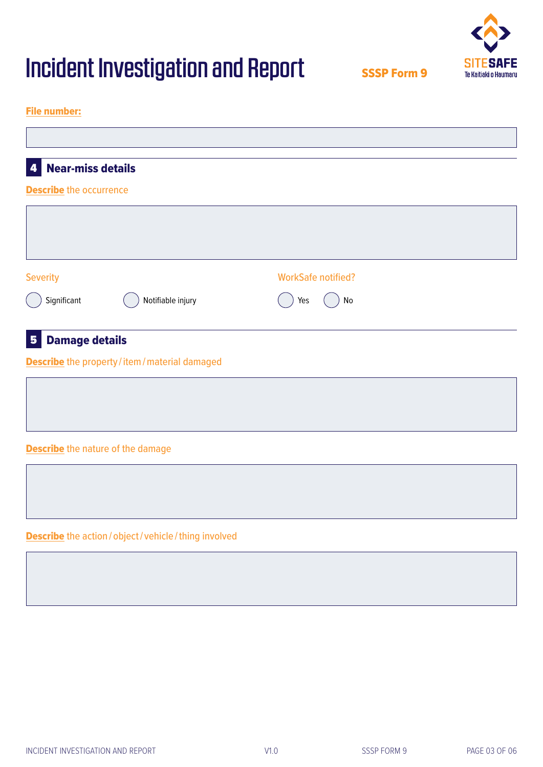# Incident Investigation and Report

**SSSP Form 9**

SITESAFE
Te Kaitiaki o Haumaru

**File number:**

## 4 Near-miss details

**Describe** the occurrence

Severity

○ Significant ○ Notifiable injury

WorkSafe notified?

○ Yes ○ No

## 5 Damage details

**Describe** the property / item / material damaged

**Describe** the nature of the damage

**Describe** the action / object / vehicle / thing involved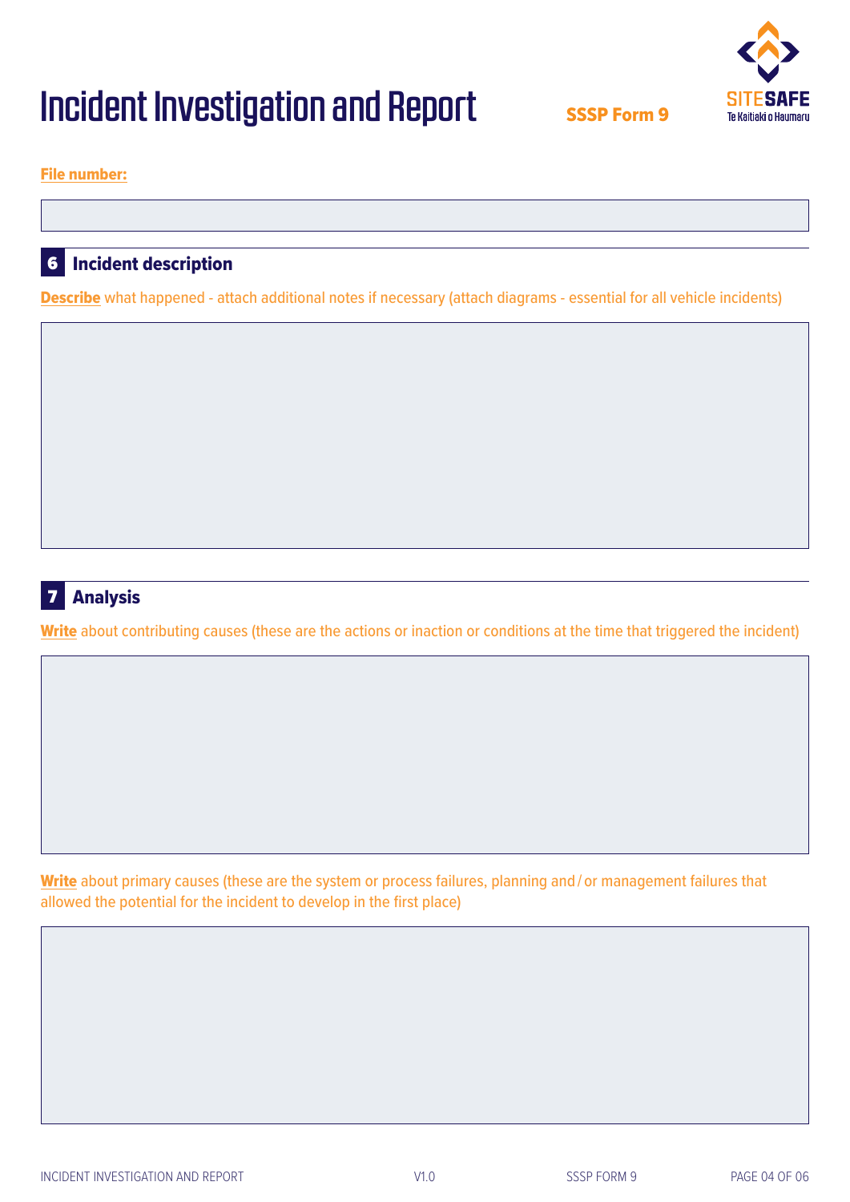# Incident Investigation and Report

**SSSP Form 9**

SITESAFE
Te Kaitiaki o Haumaru

**File number:**

## 6 Incident description

**Describe** what happened - attach additional notes if necessary (attach diagrams - essential for all vehicle incidents)

## 7 Analysis

**Write** about contributing causes (these are the actions or inaction or conditions at the time that triggered the incident)

**Write** about primary causes (these are the system or process failures, planning and / or management failures that allowed the potential for the incident to develop in the first place)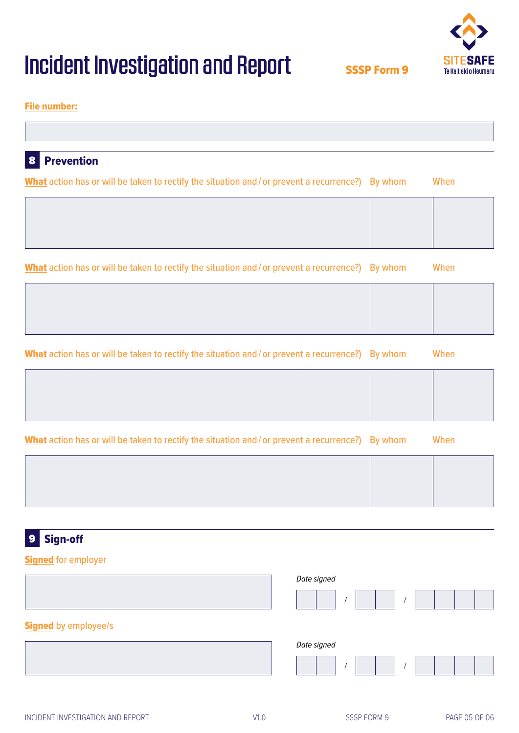# Incident Investigation and Report

**SSSP Form 9**

SITESAFE
Te Kaitiaki o Haumaru

**File number:**

## 8 Prevention

| **What** action has or will be taken to rectify the situation and / or prevent a recurrence?) | By whom | When |
|---|---|---|
| | | |

| **What** action has or will be taken to rectify the situation and / or prevent a recurrence?) | By whom | When |
|---|---|---|
| | | |

| **What** action has or will be taken to rectify the situation and / or prevent a recurrence?) | By whom | When |
|---|---|---|
| | | |

| **What** action has or will be taken to rectify the situation and / or prevent a recurrence?) | By whom | When |
|---|---|---|
| | | |

## 9 Sign-off

**Signed** for employer

*Date signed* / /

**Signed** by employee/s

*Date signed* / /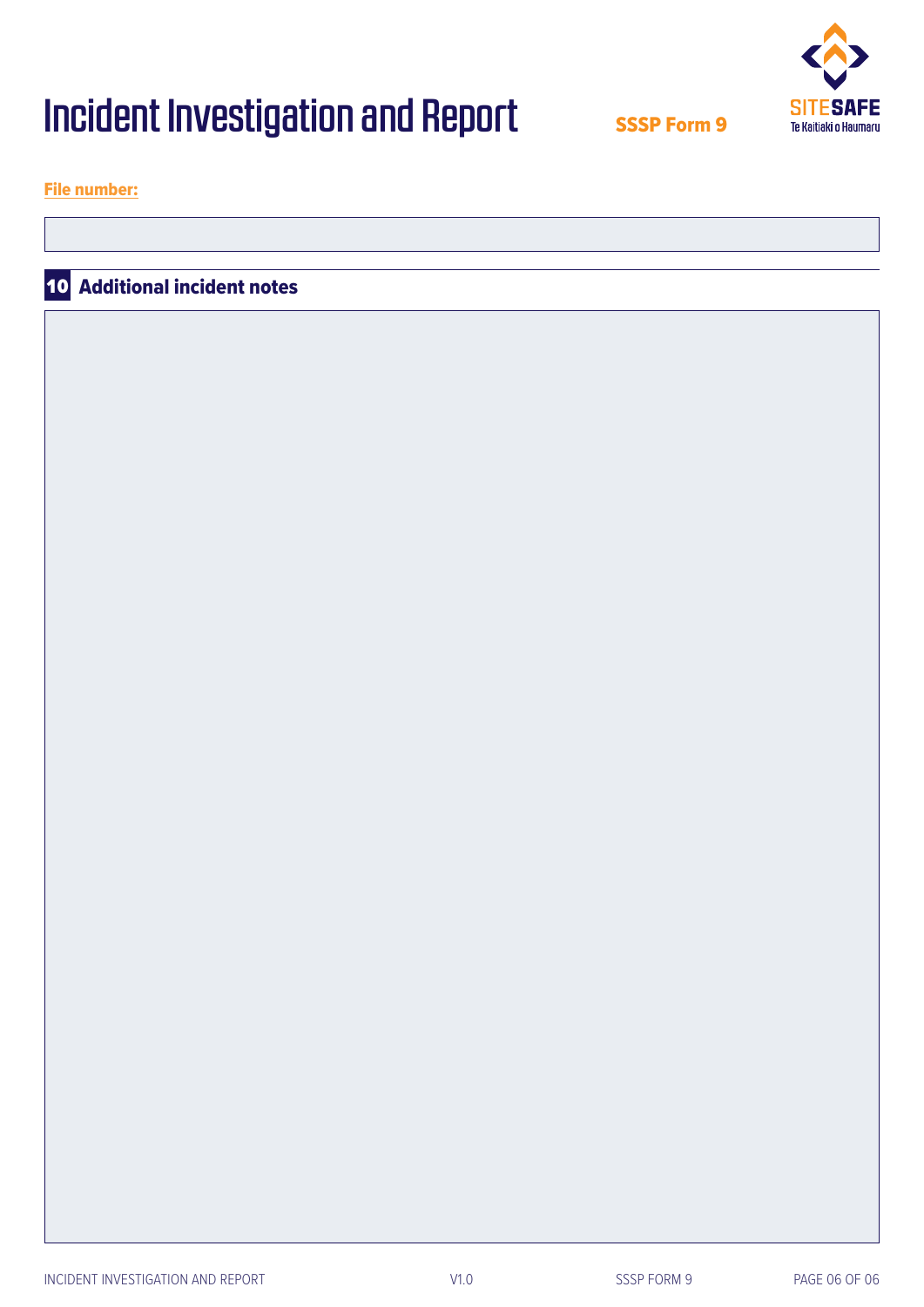# Incident Investigation and Report

**SSSP Form 9**

SITESAFE
Te Kaitiaki o Haumaru

**File number:**

## 10 Additional incident notes